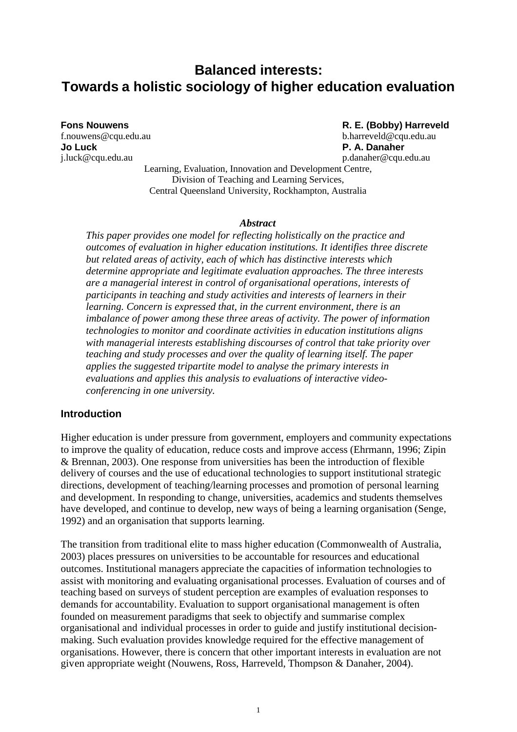# Balanced interests: Towards a holistic sociology of higher education evaluation

**Fons Nouwens**
f.nouwens@cqu.edu.au
**Jo Luck**
j.luck@cqu.edu.au

**R. E. (Bobby) Harreveld**
b.harreveld@cqu.edu.au
**P. A. Danaher**
p.danaher@cqu.edu.au

Learning, Evaluation, Innovation and Development Centre,
Division of Teaching and Learning Services,
Central Queensland University, Rockhampton, Australia

***Abstract***

*This paper provides one model for reflecting holistically on the practice and outcomes of evaluation in higher education institutions. It identifies three discrete but related areas of activity, each of which has distinctive interests which determine appropriate and legitimate evaluation approaches. The three interests are a managerial interest in control of organisational operations, interests of participants in teaching and study activities and interests of learners in their learning. Concern is expressed that, in the current environment, there is an imbalance of power among these three areas of activity. The power of information technologies to monitor and coordinate activities in education institutions aligns with managerial interests establishing discourses of control that take priority over teaching and study processes and over the quality of learning itself. The paper applies the suggested tripartite model to analyse the primary interests in evaluations and applies this analysis to evaluations of interactive video-conferencing in one university.*

## Introduction

Higher education is under pressure from government, employers and community expectations to improve the quality of education, reduce costs and improve access (Ehrmann, 1996; Zipin & Brennan, 2003). One response from universities has been the introduction of flexible delivery of courses and the use of educational technologies to support institutional strategic directions, development of teaching/learning processes and promotion of personal learning and development. In responding to change, universities, academics and students themselves have developed, and continue to develop, new ways of being a learning organisation (Senge, 1992) and an organisation that supports learning.

The transition from traditional elite to mass higher education (Commonwealth of Australia, 2003) places pressures on universities to be accountable for resources and educational outcomes. Institutional managers appreciate the capacities of information technologies to assist with monitoring and evaluating organisational processes. Evaluation of courses and of teaching based on surveys of student perception are examples of evaluation responses to demands for accountability. Evaluation to support organisational management is often founded on measurement paradigms that seek to objectify and summarise complex organisational and individual processes in order to guide and justify institutional decision-making. Such evaluation provides knowledge required for the effective management of organisations. However, there is concern that other important interests in evaluation are not given appropriate weight (Nouwens, Ross, Harreveld, Thompson & Danaher, 2004).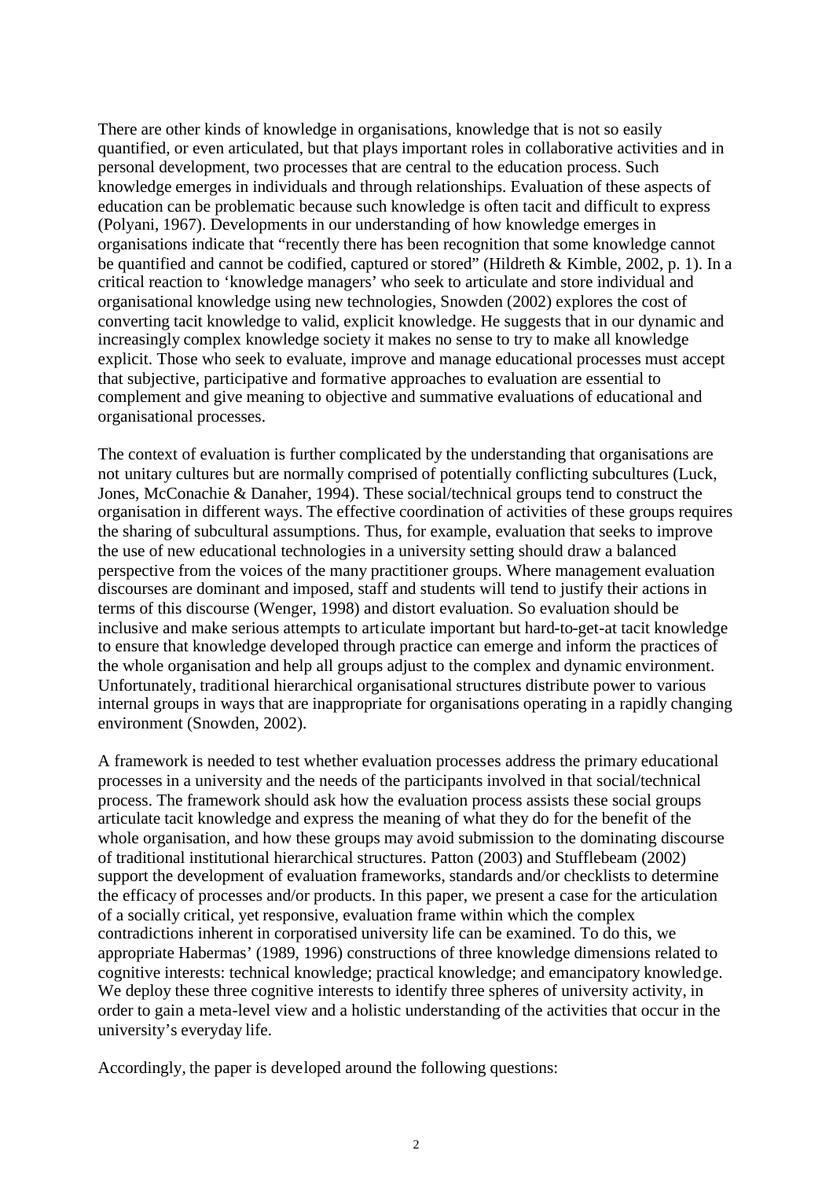There are other kinds of knowledge in organisations, knowledge that is not so easily quantified, or even articulated, but that plays important roles in collaborative activities and in personal development, two processes that are central to the education process. Such knowledge emerges in individuals and through relationships. Evaluation of these aspects of education can be problematic because such knowledge is often tacit and difficult to express (Polyani, 1967). Developments in our understanding of how knowledge emerges in organisations indicate that "recently there has been recognition that some knowledge cannot be quantified and cannot be codified, captured or stored" (Hildreth & Kimble, 2002, p. 1). In a critical reaction to 'knowledge managers' who seek to articulate and store individual and organisational knowledge using new technologies, Snowden (2002) explores the cost of converting tacit knowledge to valid, explicit knowledge. He suggests that in our dynamic and increasingly complex knowledge society it makes no sense to try to make all knowledge explicit. Those who seek to evaluate, improve and manage educational processes must accept that subjective, participative and formative approaches to evaluation are essential to complement and give meaning to objective and summative evaluations of educational and organisational processes.

The context of evaluation is further complicated by the understanding that organisations are not unitary cultures but are normally comprised of potentially conflicting subcultures (Luck, Jones, McConachie & Danaher, 1994). These social/technical groups tend to construct the organisation in different ways. The effective coordination of activities of these groups requires the sharing of subcultural assumptions. Thus, for example, evaluation that seeks to improve the use of new educational technologies in a university setting should draw a balanced perspective from the voices of the many practitioner groups. Where management evaluation discourses are dominant and imposed, staff and students will tend to justify their actions in terms of this discourse (Wenger, 1998) and distort evaluation. So evaluation should be inclusive and make serious attempts to articulate important but hard-to-get-at tacit knowledge to ensure that knowledge developed through practice can emerge and inform the practices of the whole organisation and help all groups adjust to the complex and dynamic environment. Unfortunately, traditional hierarchical organisational structures distribute power to various internal groups in ways that are inappropriate for organisations operating in a rapidly changing environment (Snowden, 2002).

A framework is needed to test whether evaluation processes address the primary educational processes in a university and the needs of the participants involved in that social/technical process. The framework should ask how the evaluation process assists these social groups articulate tacit knowledge and express the meaning of what they do for the benefit of the whole organisation, and how these groups may avoid submission to the dominating discourse of traditional institutional hierarchical structures. Patton (2003) and Stufflebeam (2002) support the development of evaluation frameworks, standards and/or checklists to determine the efficacy of processes and/or products. In this paper, we present a case for the articulation of a socially critical, yet responsive, evaluation frame within which the complex contradictions inherent in corporatised university life can be examined. To do this, we appropriate Habermas' (1989, 1996) constructions of three knowledge dimensions related to cognitive interests: technical knowledge; practical knowledge; and emancipatory knowledge. We deploy these three cognitive interests to identify three spheres of university activity, in order to gain a meta-level view and a holistic understanding of the activities that occur in the university's everyday life.

Accordingly, the paper is developed around the following questions: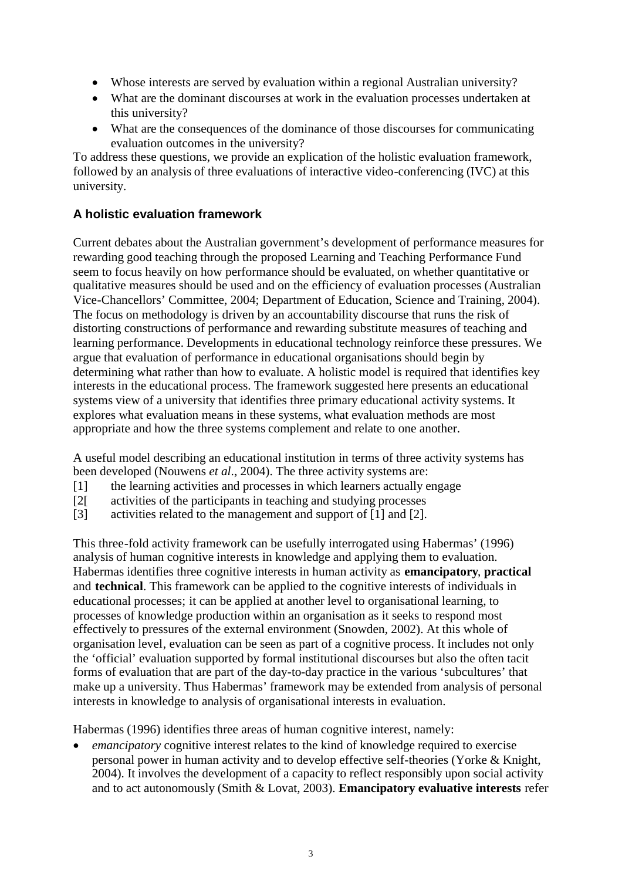- Whose interests are served by evaluation within a regional Australian university?
- What are the dominant discourses at work in the evaluation processes undertaken at this university?
- What are the consequences of the dominance of those discourses for communicating evaluation outcomes in the university?

To address these questions, we provide an explication of the holistic evaluation framework, followed by an analysis of three evaluations of interactive video-conferencing (IVC) at this university.

## A holistic evaluation framework

Current debates about the Australian government's development of performance measures for rewarding good teaching through the proposed Learning and Teaching Performance Fund seem to focus heavily on how performance should be evaluated, on whether quantitative or qualitative measures should be used and on the efficiency of evaluation processes (Australian Vice-Chancellors' Committee, 2004; Department of Education, Science and Training, 2004). The focus on methodology is driven by an accountability discourse that runs the risk of distorting constructions of performance and rewarding substitute measures of teaching and learning performance. Developments in educational technology reinforce these pressures. We argue that evaluation of performance in educational organisations should begin by determining what rather than how to evaluate. A holistic model is required that identifies key interests in the educational process. The framework suggested here presents an educational systems view of a university that identifies three primary educational activity systems. It explores what evaluation means in these systems, what evaluation methods are most appropriate and how the three systems complement and relate to one another.

A useful model describing an educational institution in terms of three activity systems has been developed (Nouwens *et al*., 2004). The three activity systems are:

[1] the learning activities and processes in which learners actually engage
[2[ activities of the participants in teaching and studying processes
[3] activities related to the management and support of [1] and [2].

This three-fold activity framework can be usefully interrogated using Habermas' (1996) analysis of human cognitive interests in knowledge and applying them to evaluation. Habermas identifies three cognitive interests in human activity as **emancipatory**, **practical** and **technical**. This framework can be applied to the cognitive interests of individuals in educational processes; it can be applied at another level to organisational learning, to processes of knowledge production within an organisation as it seeks to respond most effectively to pressures of the external environment (Snowden, 2002). At this whole of organisation level, evaluation can be seen as part of a cognitive process. It includes not only the 'official' evaluation supported by formal institutional discourses but also the often tacit forms of evaluation that are part of the day-to-day practice in the various 'subcultures' that make up a university. Thus Habermas' framework may be extended from analysis of personal interests in knowledge to analysis of organisational interests in evaluation.

Habermas (1996) identifies three areas of human cognitive interest, namely:

- *emancipatory* cognitive interest relates to the kind of knowledge required to exercise personal power in human activity and to develop effective self-theories (Yorke & Knight, 2004). It involves the development of a capacity to reflect responsibly upon social activity and to act autonomously (Smith & Lovat, 2003). **Emancipatory evaluative interests** refer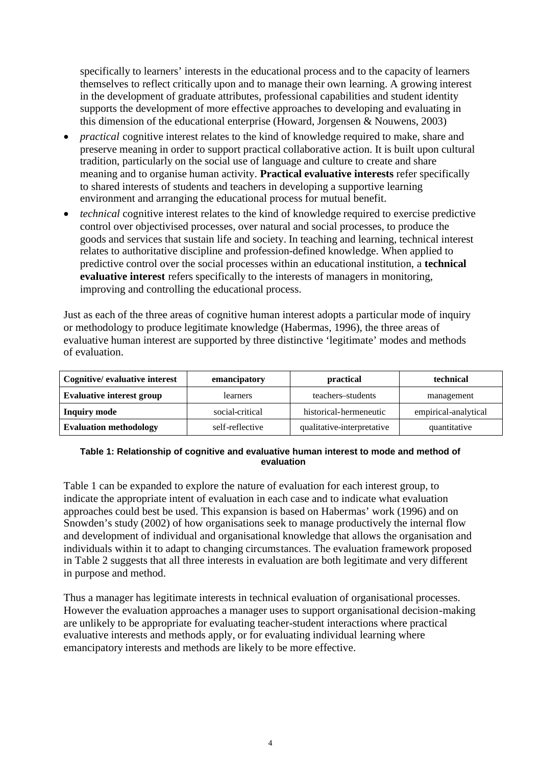specifically to learners' interests in the educational process and to the capacity of learners themselves to reflect critically upon and to manage their own learning. A growing interest in the development of graduate attributes, professional capabilities and student identity supports the development of more effective approaches to developing and evaluating in this dimension of the educational enterprise (Howard, Jorgensen & Nouwens, 2003)

- *practical* cognitive interest relates to the kind of knowledge required to make, share and preserve meaning in order to support practical collaborative action. It is built upon cultural tradition, particularly on the social use of language and culture to create and share meaning and to organise human activity. **Practical evaluative interests** refer specifically to shared interests of students and teachers in developing a supportive learning environment and arranging the educational process for mutual benefit.
- *technical* cognitive interest relates to the kind of knowledge required to exercise predictive control over objectivised processes, over natural and social processes, to produce the goods and services that sustain life and society. In teaching and learning, technical interest relates to authoritative discipline and profession-defined knowledge. When applied to predictive control over the social processes within an educational institution, a **technical evaluative interest** refers specifically to the interests of managers in monitoring, improving and controlling the educational process.

Just as each of the three areas of cognitive human interest adopts a particular mode of inquiry or methodology to produce legitimate knowledge (Habermas, 1996), the three areas of evaluative human interest are supported by three distinctive 'legitimate' modes and methods of evaluation.

| Cognitive/ evaluative interest | emancipatory | practical | technical |
|---|---|---|---|
| **Evaluative interest group** | learners | teachers–students | management |
| **Inquiry mode** | social-critical | historical-hermeneutic | empirical-analytical |
| **Evaluation methodology** | self-reflective | qualitative-interpretative | quantitative |

**Table 1: Relationship of cognitive and evaluative human interest to mode and method of evaluation**

Table 1 can be expanded to explore the nature of evaluation for each interest group, to indicate the appropriate intent of evaluation in each case and to indicate what evaluation approaches could best be used. This expansion is based on Habermas' work (1996) and on Snowden's study (2002) of how organisations seek to manage productively the internal flow and development of individual and organisational knowledge that allows the organisation and individuals within it to adapt to changing circumstances. The evaluation framework proposed in Table 2 suggests that all three interests in evaluation are both legitimate and very different in purpose and method.

Thus a manager has legitimate interests in technical evaluation of organisational processes. However the evaluation approaches a manager uses to support organisational decision-making are unlikely to be appropriate for evaluating teacher-student interactions where practical evaluative interests and methods apply, or for evaluating individual learning where emancipatory interests and methods are likely to be more effective.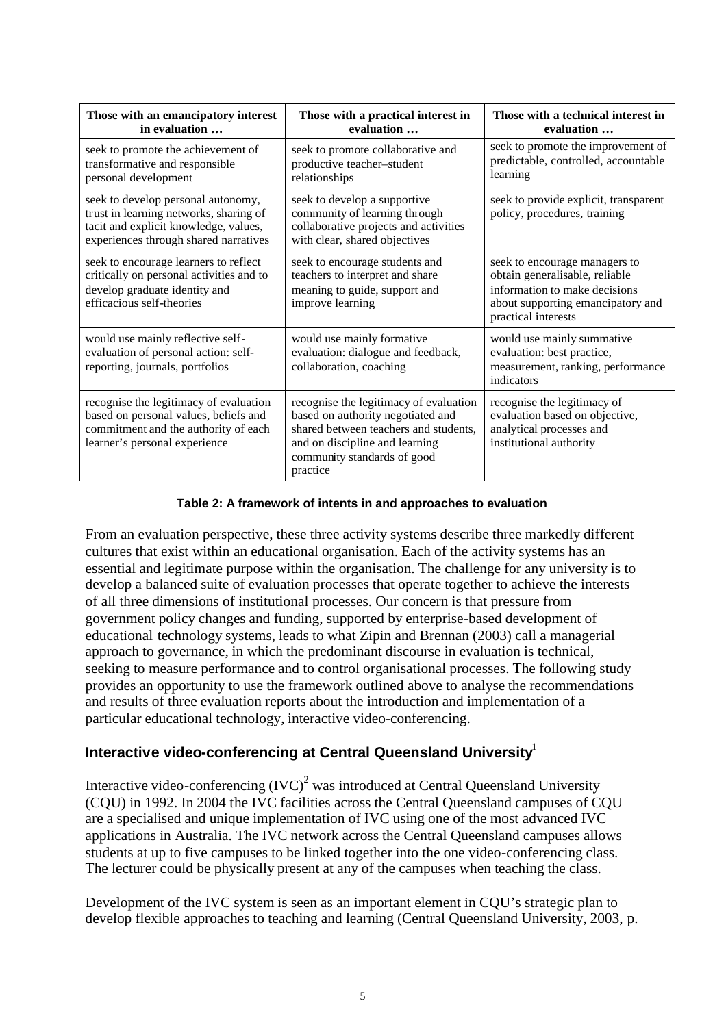| Those with an emancipatory interest in evaluation … | Those with a practical interest in evaluation … | Those with a technical interest in evaluation … |
|---|---|---|
| seek to promote the achievement of transformative and responsible personal development | seek to promote collaborative and productive teacher–student relationships | seek to promote the improvement of predictable, controlled, accountable learning |
| seek to develop personal autonomy, trust in learning networks, sharing of tacit and explicit knowledge, values, experiences through shared narratives | seek to develop a supportive community of learning through collaborative projects and activities with clear, shared objectives | seek to provide explicit, transparent policy, procedures, training |
| seek to encourage learners to reflect critically on personal activities and to develop graduate identity and efficacious self-theories | seek to encourage students and teachers to interpret and share meaning to guide, support and improve learning | seek to encourage managers to obtain generalisable, reliable information to make decisions about supporting emancipatory and practical interests |
| would use mainly reflective self-evaluation of personal action: self-reporting, journals, portfolios | would use mainly formative evaluation: dialogue and feedback, collaboration, coaching | would use mainly summative evaluation: best practice, measurement, ranking, performance indicators |
| recognise the legitimacy of evaluation based on personal values, beliefs and commitment and the authority of each learner's personal experience | recognise the legitimacy of evaluation based on authority negotiated and shared between teachers and students, and on discipline and learning community standards of good practice | recognise the legitimacy of evaluation based on objective, analytical processes and institutional authority |

**Table 2: A framework of intents in and approaches to evaluation**

From an evaluation perspective, these three activity systems describe three markedly different cultures that exist within an educational organisation. Each of the activity systems has an essential and legitimate purpose within the organisation. The challenge for any university is to develop a balanced suite of evaluation processes that operate together to achieve the interests of all three dimensions of institutional processes. Our concern is that pressure from government policy changes and funding, supported by enterprise-based development of educational technology systems, leads to what Zipin and Brennan (2003) call a managerial approach to governance, in which the predominant discourse in evaluation is technical, seeking to measure performance and to control organisational processes. The following study provides an opportunity to use the framework outlined above to analyse the recommendations and results of three evaluation reports about the introduction and implementation of a particular educational technology, interactive video-conferencing.

## Interactive video-conferencing at Central Queensland University[1]

Interactive video-conferencing (IVC)[2] was introduced at Central Queensland University (CQU) in 1992. In 2004 the IVC facilities across the Central Queensland campuses of CQU are a specialised and unique implementation of IVC using one of the most advanced IVC applications in Australia. The IVC network across the Central Queensland campuses allows students at up to five campuses to be linked together into the one video-conferencing class. The lecturer could be physically present at any of the campuses when teaching the class.

Development of the IVC system is seen as an important element in CQU's strategic plan to develop flexible approaches to teaching and learning (Central Queensland University, 2003, p.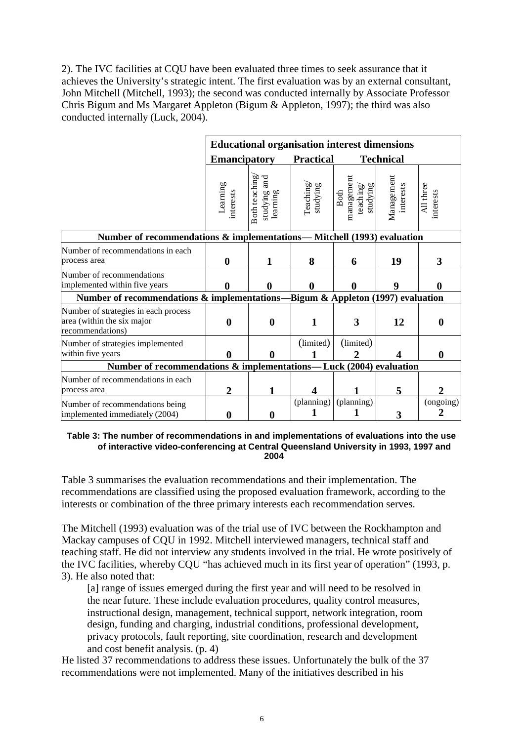2). The IVC facilities at CQU have been evaluated three times to seek assurance that it achieves the University's strategic intent. The first evaluation was by an external consultant, John Mitchell (Mitchell, 1993); the second was conducted internally by Associate Professor Chris Bigum and Ms Margaret Appleton (Bigum & Appleton, 1997); the third was also conducted internally (Luck, 2004).

| | **Educational organisation interest dimensions** | | | | | |
|---|---|---|---|---|---|---|
| | **Emancipatory** | | **Practical** | | **Technical** | |
| | Learning interests | Both teaching/ studying and learning | Teaching/ studying | Both management teaching/ studying | Management interests | All three interests |
| **Number of recommendations & implementations— Mitchell (1993) evaluation** | | | | | | |
| Number of recommendations in each process area | **0** | **1** | **8** | **6** | **19** | **3** |
| Number of recommendations implemented within five years | **0** | **0** | **0** | **0** | **9** | **0** |
| **Number of recommendations & implementations—Bigum & Appleton (1997) evaluation** | | | | | | |
| Number of strategies in each process area (within the six major recommendations) | **0** | **0** | **1** | **3** | **12** | **0** |
| Number of strategies implemented within five years | **0** | **0** | (limited) **1** | (limited) **2** | **4** | **0** |
| **Number of recommendations & implementations— Luck (2004) evaluation** | | | | | | |
| Number of recommendations in each process area | **2** | **1** | **4** | **1** | **5** | **2** |
| Number of recommendations being implemented immediately (2004) | **0** | **0** | (planning) **1** | (planning) **1** | **3** | (ongoing) **2** |

**Table 3: The number of recommendations in and implementations of evaluations into the use of interactive video-conferencing at Central Queensland University in 1993, 1997 and 2004**

Table 3 summarises the evaluation recommendations and their implementation. The recommendations are classified using the proposed evaluation framework, according to the interests or combination of the three primary interests each recommendation serves.

The Mitchell (1993) evaluation was of the trial use of IVC between the Rockhampton and Mackay campuses of CQU in 1992. Mitchell interviewed managers, technical staff and teaching staff. He did not interview any students involved in the trial. He wrote positively of the IVC facilities, whereby CQU "has achieved much in its first year of operation" (1993, p. 3). He also noted that:

> [a] range of issues emerged during the first year and will need to be resolved in the near future. These include evaluation procedures, quality control measures, instructional design, management, technical support, network integration, room design, funding and charging, industrial conditions, professional development, privacy protocols, fault reporting, site coordination, research and development and cost benefit analysis. (p. 4)

He listed 37 recommendations to address these issues. Unfortunately the bulk of the 37 recommendations were not implemented. Many of the initiatives described in his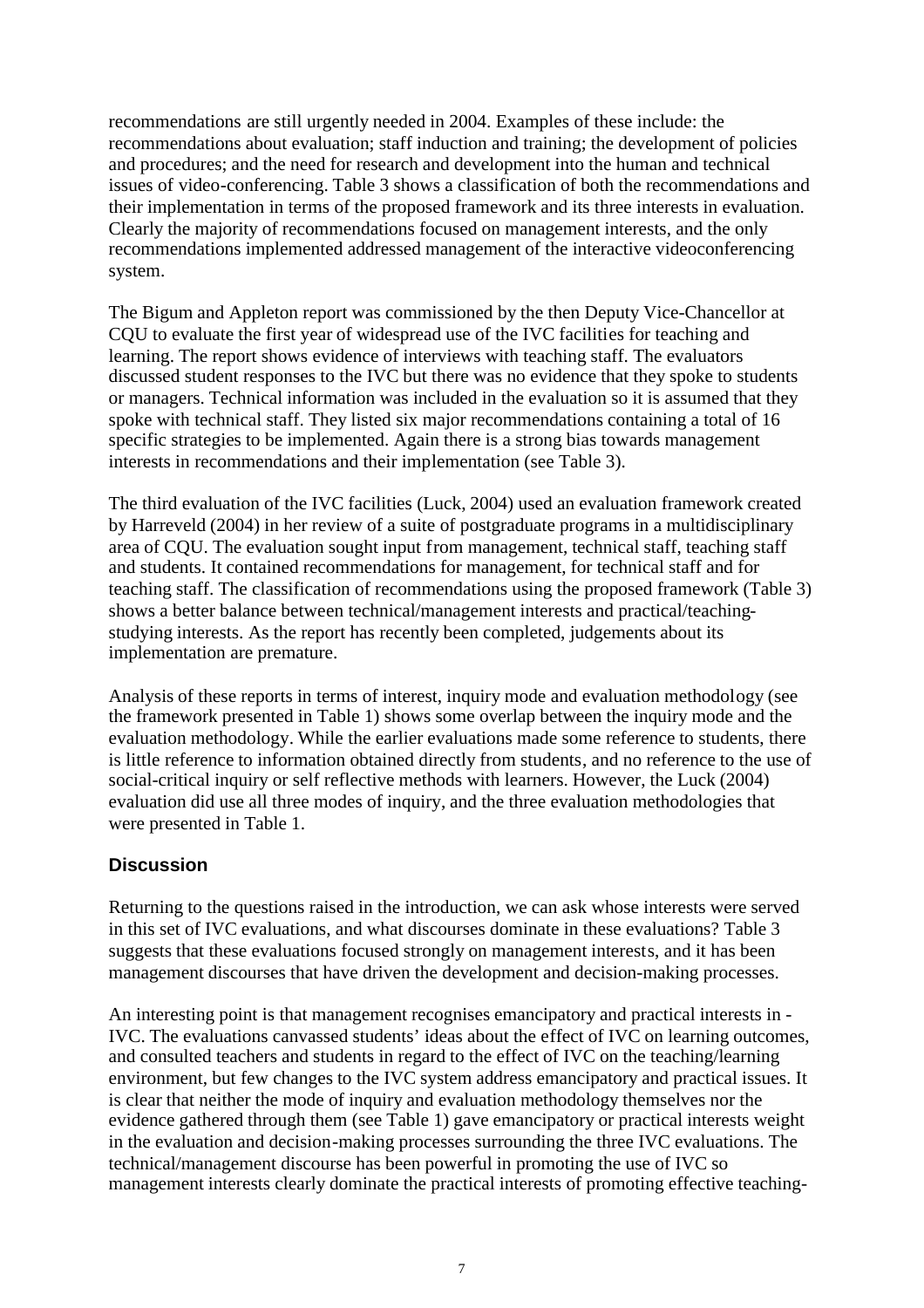recommendations are still urgently needed in 2004. Examples of these include: the recommendations about evaluation; staff induction and training; the development of policies and procedures; and the need for research and development into the human and technical issues of video-conferencing. Table 3 shows a classification of both the recommendations and their implementation in terms of the proposed framework and its three interests in evaluation. Clearly the majority of recommendations focused on management interests, and the only recommendations implemented addressed management of the interactive videoconferencing system.

The Bigum and Appleton report was commissioned by the then Deputy Vice-Chancellor at CQU to evaluate the first year of widespread use of the IVC facilities for teaching and learning. The report shows evidence of interviews with teaching staff. The evaluators discussed student responses to the IVC but there was no evidence that they spoke to students or managers. Technical information was included in the evaluation so it is assumed that they spoke with technical staff. They listed six major recommendations containing a total of 16 specific strategies to be implemented. Again there is a strong bias towards management interests in recommendations and their implementation (see Table 3).

The third evaluation of the IVC facilities (Luck, 2004) used an evaluation framework created by Harreveld (2004) in her review of a suite of postgraduate programs in a multidisciplinary area of CQU. The evaluation sought input from management, technical staff, teaching staff and students. It contained recommendations for management, for technical staff and for teaching staff. The classification of recommendations using the proposed framework (Table 3) shows a better balance between technical/management interests and practical/teaching-studying interests. As the report has recently been completed, judgements about its implementation are premature.

Analysis of these reports in terms of interest, inquiry mode and evaluation methodology (see the framework presented in Table 1) shows some overlap between the inquiry mode and the evaluation methodology. While the earlier evaluations made some reference to students, there is little reference to information obtained directly from students, and no reference to the use of social-critical inquiry or self reflective methods with learners. However, the Luck (2004) evaluation did use all three modes of inquiry, and the three evaluation methodologies that were presented in Table 1.

## Discussion

Returning to the questions raised in the introduction, we can ask whose interests were served in this set of IVC evaluations, and what discourses dominate in these evaluations? Table 3 suggests that these evaluations focused strongly on management interests, and it has been management discourses that have driven the development and decision-making processes.

An interesting point is that management recognises emancipatory and practical interests in - IVC. The evaluations canvassed students' ideas about the effect of IVC on learning outcomes, and consulted teachers and students in regard to the effect of IVC on the teaching/learning environment, but few changes to the IVC system address emancipatory and practical issues. It is clear that neither the mode of inquiry and evaluation methodology themselves nor the evidence gathered through them (see Table 1) gave emancipatory or practical interests weight in the evaluation and decision-making processes surrounding the three IVC evaluations. The technical/management discourse has been powerful in promoting the use of IVC so management interests clearly dominate the practical interests of promoting effective teaching-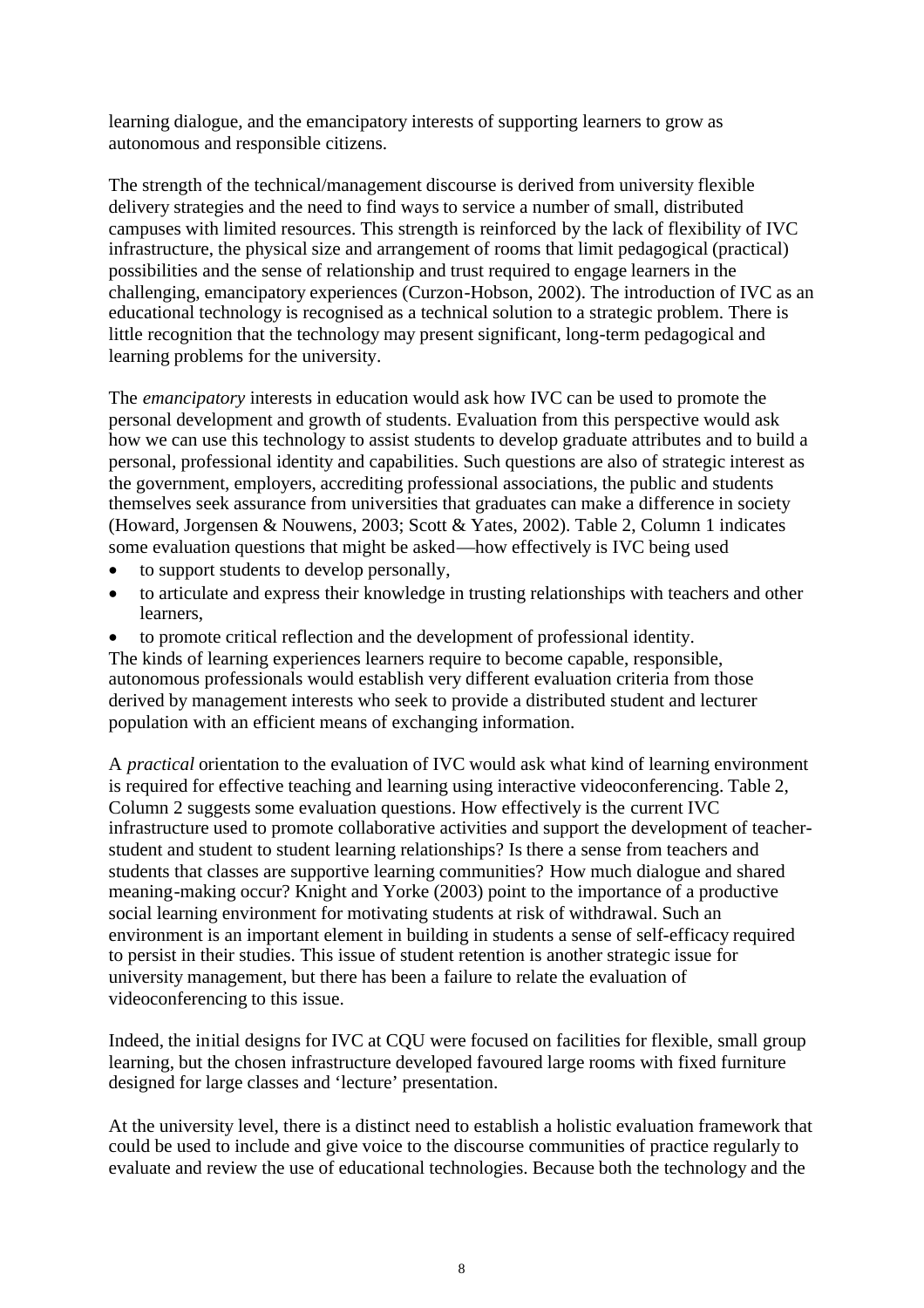learning dialogue, and the emancipatory interests of supporting learners to grow as autonomous and responsible citizens.

The strength of the technical/management discourse is derived from university flexible delivery strategies and the need to find ways to service a number of small, distributed campuses with limited resources. This strength is reinforced by the lack of flexibility of IVC infrastructure, the physical size and arrangement of rooms that limit pedagogical (practical) possibilities and the sense of relationship and trust required to engage learners in the challenging, emancipatory experiences (Curzon-Hobson, 2002). The introduction of IVC as an educational technology is recognised as a technical solution to a strategic problem. There is little recognition that the technology may present significant, long-term pedagogical and learning problems for the university.

The *emancipatory* interests in education would ask how IVC can be used to promote the personal development and growth of students. Evaluation from this perspective would ask how we can use this technology to assist students to develop graduate attributes and to build a personal, professional identity and capabilities. Such questions are also of strategic interest as the government, employers, accrediting professional associations, the public and students themselves seek assurance from universities that graduates can make a difference in society (Howard, Jorgensen & Nouwens, 2003; Scott & Yates, 2002). Table 2, Column 1 indicates some evaluation questions that might be asked—how effectively is IVC being used

- to support students to develop personally,
- to articulate and express their knowledge in trusting relationships with teachers and other learners,
- to promote critical reflection and the development of professional identity.

The kinds of learning experiences learners require to become capable, responsible, autonomous professionals would establish very different evaluation criteria from those derived by management interests who seek to provide a distributed student and lecturer population with an efficient means of exchanging information.

A *practical* orientation to the evaluation of IVC would ask what kind of learning environment is required for effective teaching and learning using interactive videoconferencing. Table 2, Column 2 suggests some evaluation questions. How effectively is the current IVC infrastructure used to promote collaborative activities and support the development of teacher-student and student to student learning relationships? Is there a sense from teachers and students that classes are supportive learning communities? How much dialogue and shared meaning-making occur? Knight and Yorke (2003) point to the importance of a productive social learning environment for motivating students at risk of withdrawal. Such an environment is an important element in building in students a sense of self-efficacy required to persist in their studies. This issue of student retention is another strategic issue for university management, but there has been a failure to relate the evaluation of videoconferencing to this issue.

Indeed, the initial designs for IVC at CQU were focused on facilities for flexible, small group learning, but the chosen infrastructure developed favoured large rooms with fixed furniture designed for large classes and 'lecture' presentation.

At the university level, there is a distinct need to establish a holistic evaluation framework that could be used to include and give voice to the discourse communities of practice regularly to evaluate and review the use of educational technologies. Because both the technology and the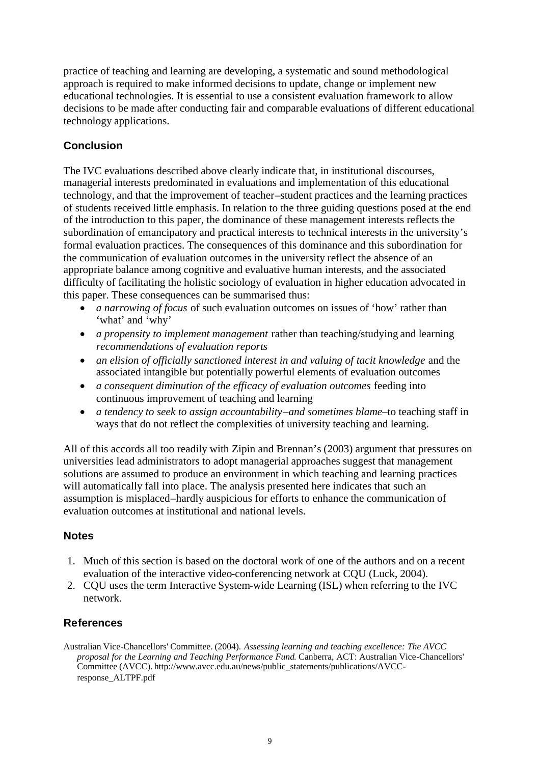practice of teaching and learning are developing, a systematic and sound methodological approach is required to make informed decisions to update, change or implement new educational technologies. It is essential to use a consistent evaluation framework to allow decisions to be made after conducting fair and comparable evaluations of different educational technology applications.

## Conclusion

The IVC evaluations described above clearly indicate that, in institutional discourses, managerial interests predominated in evaluations and implementation of this educational technology, and that the improvement of teacher–student practices and the learning practices of students received little emphasis. In relation to the three guiding questions posed at the end of the introduction to this paper, the dominance of these management interests reflects the subordination of emancipatory and practical interests to technical interests in the university's formal evaluation practices. The consequences of this dominance and this subordination for the communication of evaluation outcomes in the university reflect the absence of an appropriate balance among cognitive and evaluative human interests, and the associated difficulty of facilitating the holistic sociology of evaluation in higher education advocated in this paper. These consequences can be summarised thus:

- *a narrowing of focus* of such evaluation outcomes on issues of 'how' rather than 'what' and 'why'
- *a propensity to implement management* rather than teaching/studying and learning *recommendations of evaluation reports*
- *an elision of officially sanctioned interest in and valuing of tacit knowledge* and the associated intangible but potentially powerful elements of evaluation outcomes
- *a consequent diminution of the efficacy of evaluation outcomes* feeding into continuous improvement of teaching and learning
- *a tendency to seek to assign accountability–and sometimes blame*–to teaching staff in ways that do not reflect the complexities of university teaching and learning.

All of this accords all too readily with Zipin and Brennan's (2003) argument that pressures on universities lead administrators to adopt managerial approaches suggest that management solutions are assumed to produce an environment in which teaching and learning practices will automatically fall into place. The analysis presented here indicates that such an assumption is misplaced–hardly auspicious for efforts to enhance the communication of evaluation outcomes at institutional and national levels.

## Notes

1. Much of this section is based on the doctoral work of one of the authors and on a recent evaluation of the interactive video-conferencing network at CQU (Luck, 2004).
2. CQU uses the term Interactive System-wide Learning (ISL) when referring to the IVC network.

## References

Australian Vice-Chancellors' Committee. (2004). *Assessing learning and teaching excellence: The AVCC proposal for the Learning and Teaching Performance Fund*. Canberra, ACT: Australian Vice-Chancellors' Committee (AVCC). http://www.avcc.edu.au/news/public_statements/publications/AVCC-response_ALTPF.pdf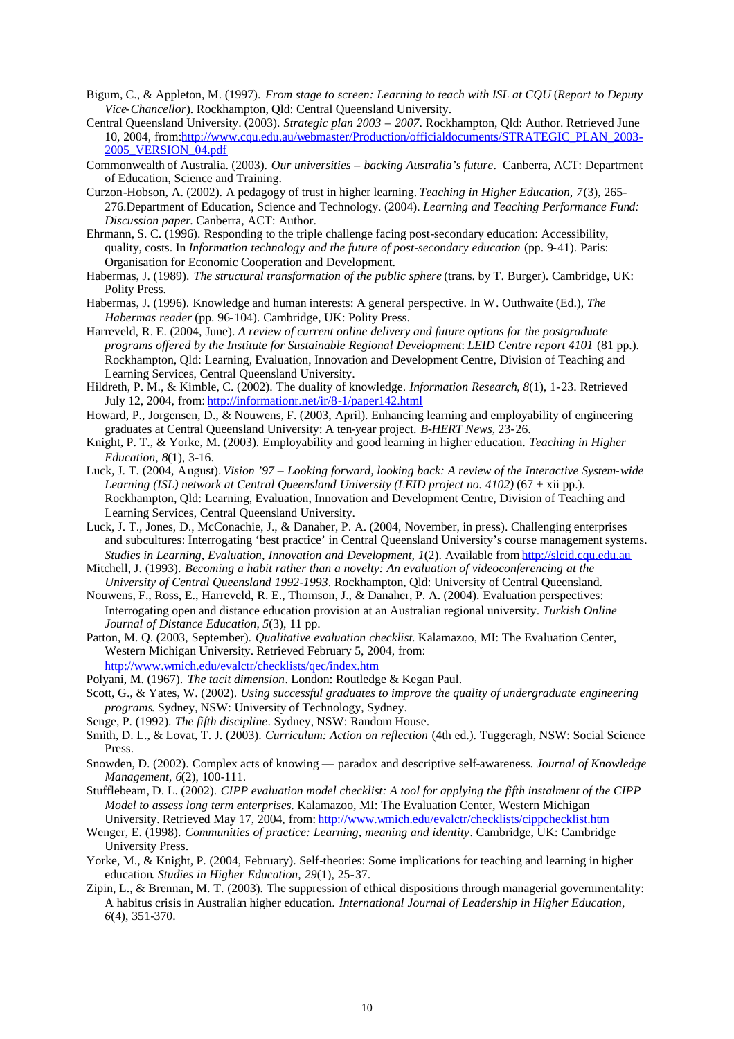Bigum, C., & Appleton, M. (1997). *From stage to screen: Learning to teach with ISL at CQU* (*Report to Deputy Vice-Chancellor*). Rockhampton, Qld: Central Queensland University.

Central Queensland University. (2003). *Strategic plan 2003 – 2007*. Rockhampton, Qld: Author. Retrieved June 10, 2004, from:http://www.cqu.edu.au/webmaster/Production/officialdocuments/STRATEGIC_PLAN_2003-2005_VERSION_04.pdf

Commonwealth of Australia. (2003). *Our universities – backing Australia's future*. Canberra, ACT: Department of Education, Science and Training.

Curzon-Hobson, A. (2002). A pedagogy of trust in higher learning. *Teaching in Higher Education, 7*(3), 265-276.Department of Education, Science and Technology. (2004). *Learning and Teaching Performance Fund: Discussion paper.* Canberra, ACT: Author.

Ehrmann, S. C. (1996). Responding to the triple challenge facing post-secondary education: Accessibility, quality, costs. In *Information technology and the future of post-secondary education* (pp. 9-41). Paris: Organisation for Economic Cooperation and Development.

Habermas, J. (1989). *The structural transformation of the public sphere* (trans. by T. Burger). Cambridge, UK: Polity Press.

Habermas, J. (1996). Knowledge and human interests: A general perspective. In W. Outhwaite (Ed.), *The Habermas reader* (pp. 96-104). Cambridge, UK: Polity Press.

Harreveld, R. E. (2004, June). *A review of current online delivery and future options for the postgraduate programs offered by the Institute for Sustainable Regional Development*: *LEID Centre report 4101* (81 pp.). Rockhampton, Qld: Learning, Evaluation, Innovation and Development Centre, Division of Teaching and Learning Services, Central Queensland University.

Hildreth, P. M., & Kimble, C. (2002). The duality of knowledge. *Information Research*, *8*(1), 1-23. Retrieved July 12, 2004, from: http://informationr.net/ir/8-1/paper142.html

Howard, P., Jorgensen, D., & Nouwens, F. (2003, April). Enhancing learning and employability of engineering graduates at Central Queensland University: A ten-year project. *B-HERT News*, 23-26.

Knight, P. T., & Yorke, M. (2003). Employability and good learning in higher education. *Teaching in Higher Education, 8*(1), 3-16.

Luck, J. T. (2004, August). *Vision '97 – Looking forward, looking back: A review of the Interactive System-wide Learning (ISL) network at Central Queensland University (LEID project no. 4102)* (67 + xii pp.). Rockhampton, Qld: Learning, Evaluation, Innovation and Development Centre, Division of Teaching and Learning Services, Central Queensland University.

Luck, J. T., Jones, D., McConachie, J., & Danaher, P. A. (2004, November, in press). Challenging enterprises and subcultures: Interrogating 'best practice' in Central Queensland University's course management systems. *Studies in Learning, Evaluation, Innovation and Development, 1*(2). Available from http://sleid.cqu.edu.au

Mitchell, J. (1993). *Becoming a habit rather than a novelty: An evaluation of videoconferencing at the University of Central Queensland 1992-1993*. Rockhampton, Qld: University of Central Queensland.

Nouwens, F., Ross, E., Harreveld, R. E., Thomson, J., & Danaher, P. A. (2004). Evaluation perspectives: Interrogating open and distance education provision at an Australian regional university. *Turkish Online Journal of Distance Education, 5*(3), 11 pp.

Patton, M. Q. (2003, September). *Qualitative evaluation checklist.* Kalamazoo, MI: The Evaluation Center, Western Michigan University. Retrieved February 5, 2004, from: http://www.wmich.edu/evalctr/checklists/qec/index.htm

Polyani, M. (1967). *The tacit dimension*. London: Routledge & Kegan Paul.

Scott, G., & Yates, W. (2002). *Using successful graduates to improve the quality of undergraduate engineering programs*. Sydney, NSW: University of Technology, Sydney.

Senge, P. (1992). *The fifth discipline*. Sydney, NSW: Random House.

Smith, D. L., & Lovat, T. J. (2003). *Curriculum: Action on reflection* (4th ed.). Tuggeragh, NSW: Social Science Press.

Snowden, D. (2002). Complex acts of knowing — paradox and descriptive self-awareness. *Journal of Knowledge Management*, *6*(2), 100-111.

Stufflebeam, D. L. (2002). *CIPP evaluation model checklist: A tool for applying the fifth instalment of the CIPP Model to assess long term enterprises.* Kalamazoo, MI: The Evaluation Center, Western Michigan University. Retrieved May 17, 2004, from: http://www.wmich.edu/evalctr/checklists/cippchecklist.htm

Wenger, E. (1998). *Communities of practice: Learning, meaning and identity*. Cambridge, UK: Cambridge University Press.

Yorke, M., & Knight, P. (2004, February). Self-theories: Some implications for teaching and learning in higher education. *Studies in Higher Education, 29*(1), 25-37.

Zipin, L., & Brennan, M. T. (2003). The suppression of ethical dispositions through managerial governmentality: A habitus crisis in Australian higher education. *International Journal of Leadership in Higher Education, 6*(4), 351-370.